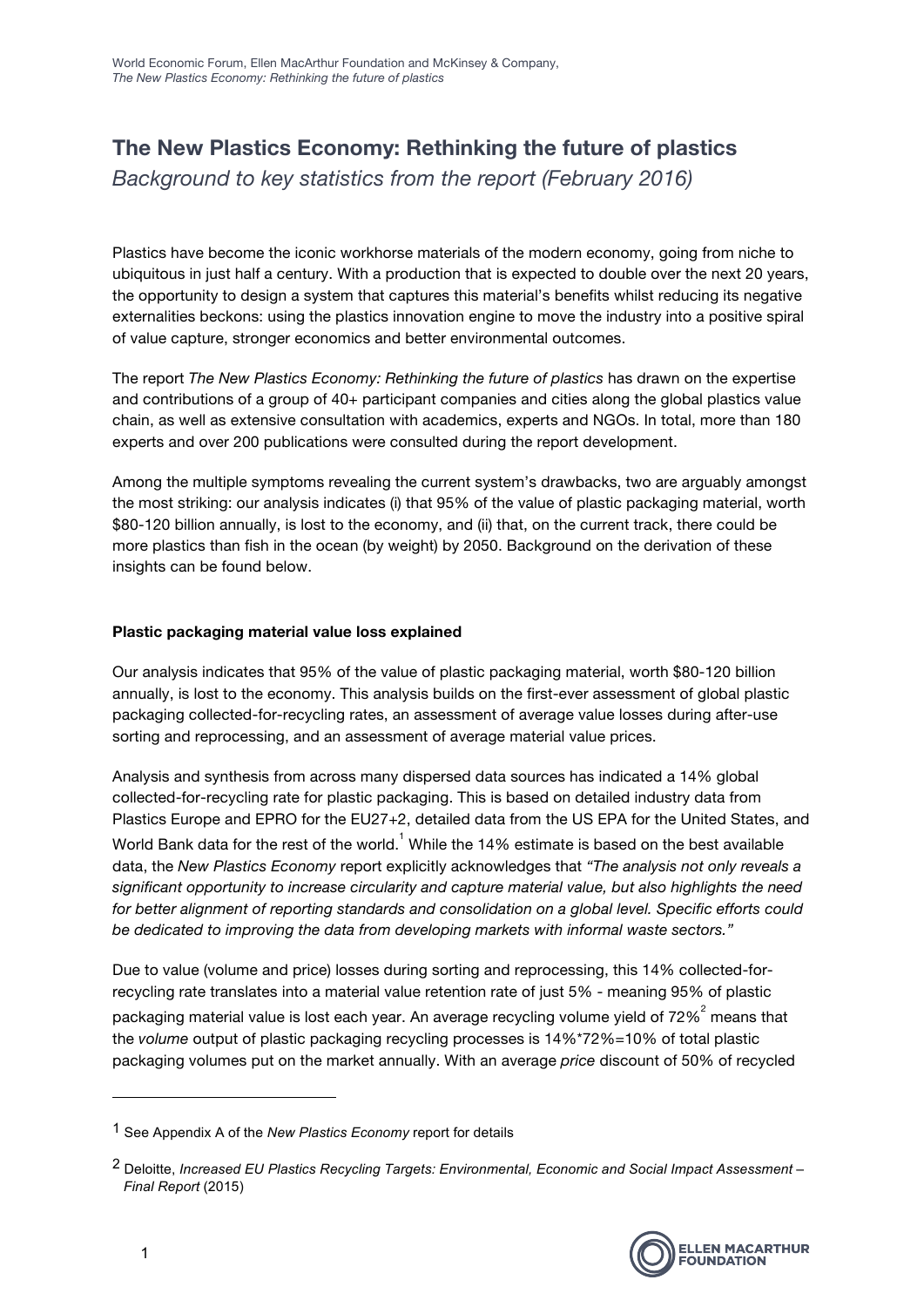# The New Plastics Economy: Rethinking the future of plastics

*Background to key statistics from the report (February 2016)*

Plastics have become the iconic workhorse materials of the modern economy, going from niche to ubiquitous in just half a century. With a production that is expected to double over the next 20 years, the opportunity to design a system that captures this material's benefits whilst reducing its negative externalities beckons: using the plastics innovation engine to move the industry into a positive spiral of value capture, stronger economics and better environmental outcomes.

The report *The New Plastics Economy: Rethinking the future of plastics* has drawn on the expertise and contributions of a group of 40+ participant companies and cities along the global plastics value chain, as well as extensive consultation with academics, experts and NGOs. In total, more than 180 experts and over 200 publications were consulted during the report development.

Among the multiple symptoms revealing the current system's drawbacks, two are arguably amongst the most striking: our analysis indicates (i) that 95% of the value of plastic packaging material, worth $80-120 billion annually, is lost to the economy, and (ii) that, on the current track, there could be more plastics than fish in the ocean (by weight) by 2050. Background on the derivation of these insights can be found below.

**Plastic packaging material value loss explained**

Our analysis indicates that 95% of the value of plastic packaging material, worth $80-120 billion annually, is lost to the economy. This analysis builds on the first-ever assessment of global plastic packaging collected-for-recycling rates, an assessment of average value losses during after-use sorting and reprocessing, and an assessment of average material value prices.

Analysis and synthesis from across many dispersed data sources has indicated a 14% global collected-for-recycling rate for plastic packaging. This is based on detailed industry data from Plastics Europe and EPRO for the EU27+2, detailed data from the US EPA for the United States, and World Bank data for the rest of the world.[1] While the 14% estimate is based on the best available data, the *New Plastics Economy* report explicitly acknowledges that *"The analysis not only reveals a significant opportunity to increase circularity and capture material value, but also highlights the need for better alignment of reporting standards and consolidation on a global level. Specific efforts could be dedicated to improving the data from developing markets with informal waste sectors."*

Due to value (volume and price) losses during sorting and reprocessing, this 14% collected-for-recycling rate translates into a material value retention rate of just 5% - meaning 95% of plastic packaging material value is lost each year. An average recycling volume yield of 72%[2] means that the *volume* output of plastic packaging recycling processes is 14%*72%=10% of total plastic packaging volumes put on the market annually. With an average *price* discount of 50% of recycled

---

[1] See Appendix A of the *New Plastics Economy* report for details

[2] Deloitte, *Increased EU Plastics Recycling Targets: Environmental, Economic and Social Impact Assessment – Final Report* (2015)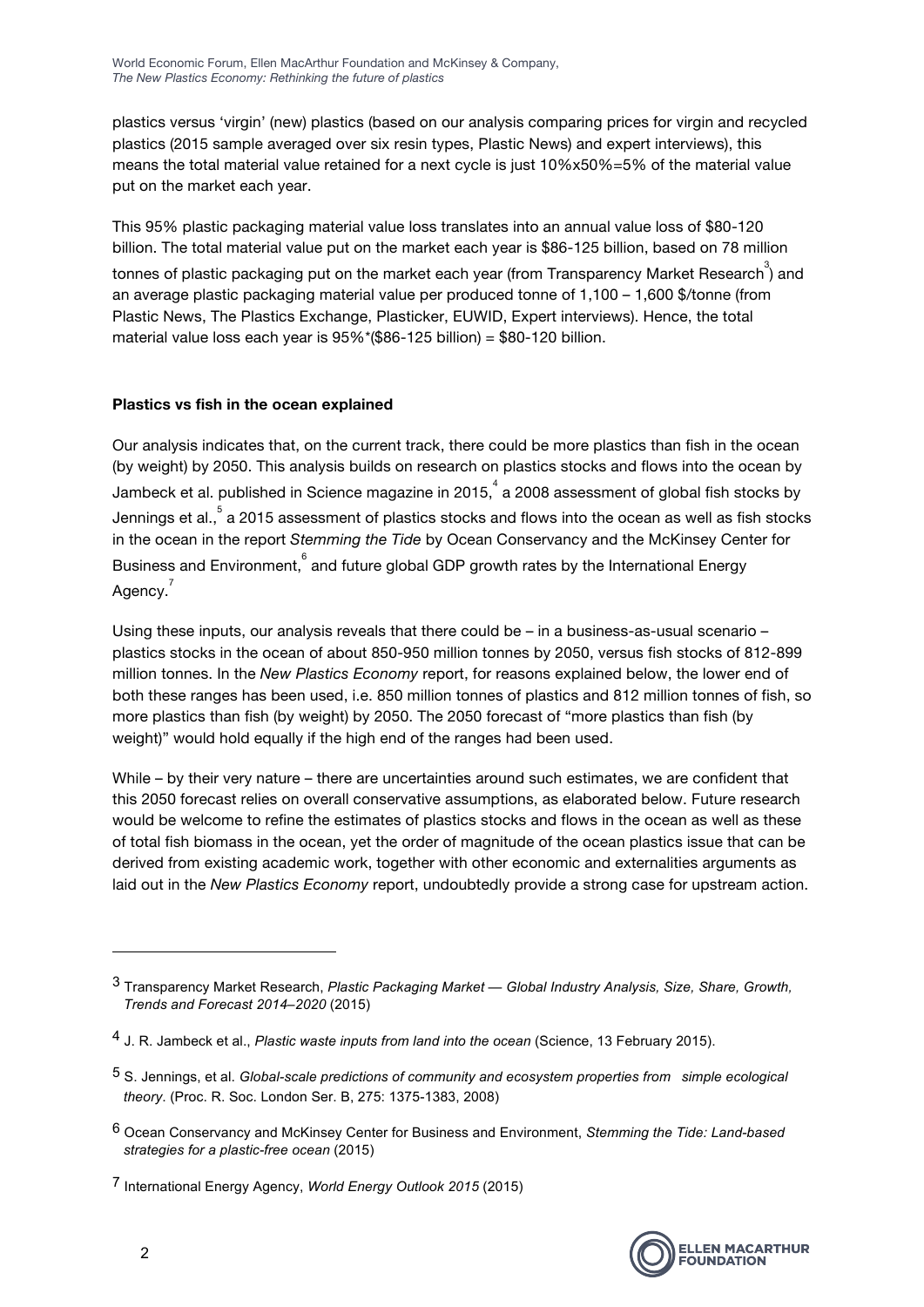plastics versus 'virgin' (new) plastics (based on our analysis comparing prices for virgin and recycled plastics (2015 sample averaged over six resin types, Plastic News) and expert interviews), this means the total material value retained for a next cycle is just 10%x50%=5% of the material value put on the market each year.

This 95% plastic packaging material value loss translates into an annual value loss of $80-120 billion. The total material value put on the market each year is $86-125 billion, based on 78 million tonnes of plastic packaging put on the market each year (from Transparency Market Research[3]) and an average plastic packaging material value per produced tonne of 1,100 – 1,600 $/tonne (from Plastic News, The Plastics Exchange, Plasticker, EUWID, Expert interviews). Hence, the total material value loss each year is 95%*($86-125 billion) = $80-120 billion.

**Plastics vs fish in the ocean explained**

Our analysis indicates that, on the current track, there could be more plastics than fish in the ocean (by weight) by 2050. This analysis builds on research on plastics stocks and flows into the ocean by Jambeck et al. published in Science magazine in 2015,[4] a 2008 assessment of global fish stocks by Jennings et al.,[5] a 2015 assessment of plastics stocks and flows into the ocean as well as fish stocks in the ocean in the report *Stemming the Tide* by Ocean Conservancy and the McKinsey Center for Business and Environment,[6] and future global GDP growth rates by the International Energy Agency.[7]

Using these inputs, our analysis reveals that there could be – in a business-as-usual scenario – plastics stocks in the ocean of about 850-950 million tonnes by 2050, versus fish stocks of 812-899 million tonnes. In the *New Plastics Economy* report, for reasons explained below, the lower end of both these ranges has been used, i.e. 850 million tonnes of plastics and 812 million tonnes of fish, so more plastics than fish (by weight) by 2050. The 2050 forecast of "more plastics than fish (by weight)" would hold equally if the high end of the ranges had been used.

While – by their very nature – there are uncertainties around such estimates, we are confident that this 2050 forecast relies on overall conservative assumptions, as elaborated below. Future research would be welcome to refine the estimates of plastics stocks and flows in the ocean as well as these of total fish biomass in the ocean, yet the order of magnitude of the ocean plastics issue that can be derived from existing academic work, together with other economic and externalities arguments as laid out in the *New Plastics Economy* report, undoubtedly provide a strong case for upstream action.

---

[3] Transparency Market Research, *Plastic Packaging Market — Global Industry Analysis, Size, Share, Growth, Trends and Forecast 2014–2020* (2015)

[4] J. R. Jambeck et al., *Plastic waste inputs from land into the ocean* (Science, 13 February 2015).

[5] S. Jennings, et al. *Global-scale predictions of community and ecosystem properties from simple ecological theory*. (Proc. R. Soc. London Ser. B, 275: 1375-1383, 2008)

[6] Ocean Conservancy and McKinsey Center for Business and Environment, *Stemming the Tide: Land-based strategies for a plastic-free ocean* (2015)

[7] International Energy Agency, *World Energy Outlook 2015* (2015)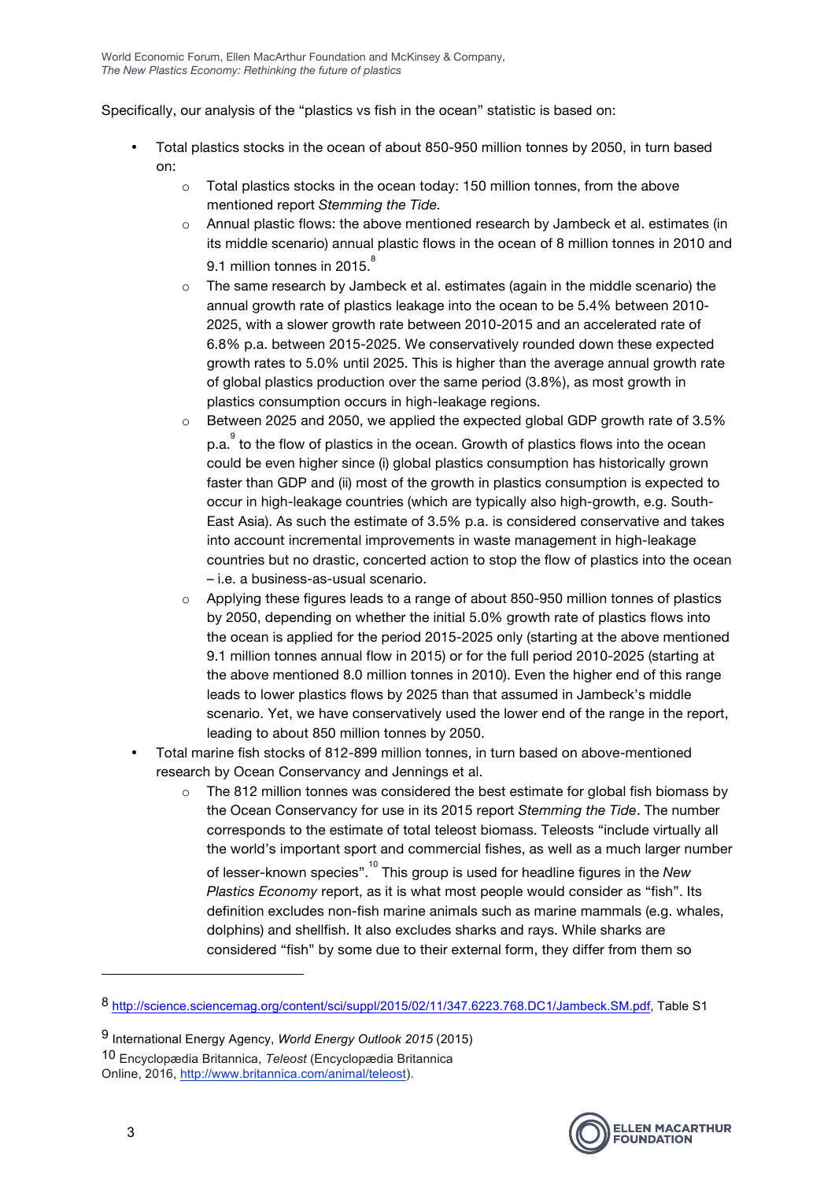Specifically, our analysis of the "plastics vs fish in the ocean" statistic is based on:

- Total plastics stocks in the ocean of about 850-950 million tonnes by 2050, in turn based on:
  - Total plastics stocks in the ocean today: 150 million tonnes, from the above mentioned report *Stemming the Tide.*
  - Annual plastic flows: the above mentioned research by Jambeck et al. estimates (in its middle scenario) annual plastic flows in the ocean of 8 million tonnes in 2010 and 9.1 million tonnes in 2015.[8]
  - The same research by Jambeck et al. estimates (again in the middle scenario) the annual growth rate of plastics leakage into the ocean to be 5.4% between 2010-2025, with a slower growth rate between 2010-2015 and an accelerated rate of 6.8% p.a. between 2015-2025. We conservatively rounded down these expected growth rates to 5.0% until 2025. This is higher than the average annual growth rate of global plastics production over the same period (3.8%), as most growth in plastics consumption occurs in high-leakage regions.
  - Between 2025 and 2050, we applied the expected global GDP growth rate of 3.5% p.a.[9] to the flow of plastics in the ocean. Growth of plastics flows into the ocean could be even higher since (i) global plastics consumption has historically grown faster than GDP and (ii) most of the growth in plastics consumption is expected to occur in high-leakage countries (which are typically also high-growth, e.g. South-East Asia). As such the estimate of 3.5% p.a. is considered conservative and takes into account incremental improvements in waste management in high-leakage countries but no drastic, concerted action to stop the flow of plastics into the ocean – i.e. a business-as-usual scenario.
  - Applying these figures leads to a range of about 850-950 million tonnes of plastics by 2050, depending on whether the initial 5.0% growth rate of plastics flows into the ocean is applied for the period 2015-2025 only (starting at the above mentioned 9.1 million tonnes annual flow in 2015) or for the full period 2010-2025 (starting at the above mentioned 8.0 million tonnes in 2010). Even the higher end of this range leads to lower plastics flows by 2025 than that assumed in Jambeck's middle scenario. Yet, we have conservatively used the lower end of the range in the report, leading to about 850 million tonnes by 2050.
- Total marine fish stocks of 812-899 million tonnes, in turn based on above-mentioned research by Ocean Conservancy and Jennings et al.
  - The 812 million tonnes was considered the best estimate for global fish biomass by the Ocean Conservancy for use in its 2015 report *Stemming the Tide*. The number corresponds to the estimate of total teleost biomass. Teleosts "include virtually all the world's important sport and commercial fishes, as well as a much larger number of lesser-known species".[10] This group is used for headline figures in the *New Plastics Economy* report, as it is what most people would consider as "fish". Its definition excludes non-fish marine animals such as marine mammals (e.g. whales, dolphins) and shellfish. It also excludes sharks and rays. While sharks are considered "fish" by some due to their external form, they differ from them so

---

[8] http://science.sciencemag.org/content/sci/suppl/2015/02/11/347.6223.768.DC1/Jambeck.SM.pdf, Table S1

[9] International Energy Agency, *World Energy Outlook 2015* (2015)

[10] Encyclopædia Britannica, *Teleost* (Encyclopædia Britannica Online, 2016, http://www.britannica.com/animal/teleost).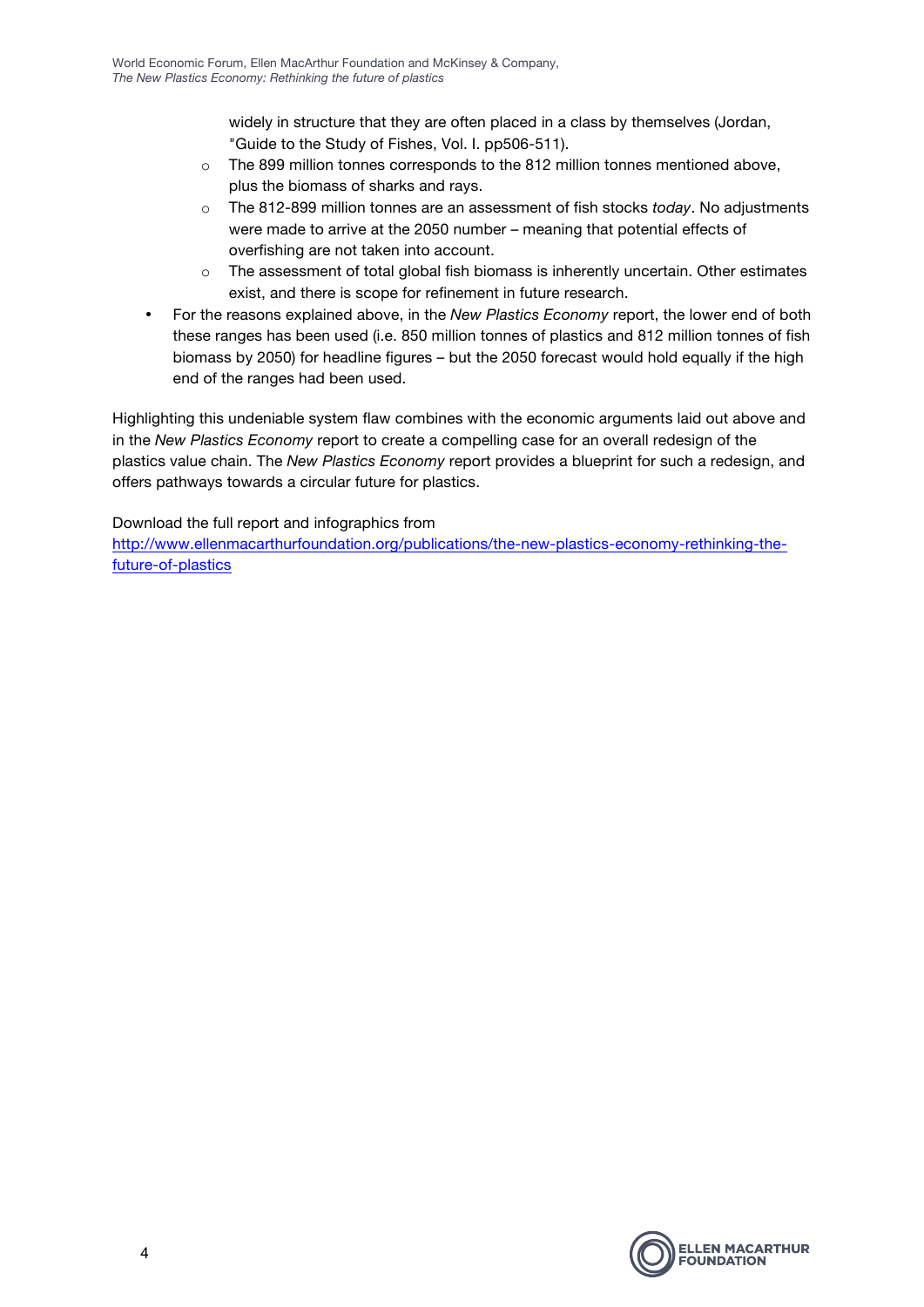widely in structure that they are often placed in a class by themselves (Jordan, "Guide to the Study of Fishes, Vol. I. pp506-511).

  - The 899 million tonnes corresponds to the 812 million tonnes mentioned above, plus the biomass of sharks and rays.
  - The 812-899 million tonnes are an assessment of fish stocks *today*. No adjustments were made to arrive at the 2050 number – meaning that potential effects of overfishing are not taken into account.
  - The assessment of total global fish biomass is inherently uncertain. Other estimates exist, and there is scope for refinement in future research.

- For the reasons explained above, in the *New Plastics Economy* report, the lower end of both these ranges has been used (i.e. 850 million tonnes of plastics and 812 million tonnes of fish biomass by 2050) for headline figures – but the 2050 forecast would hold equally if the high end of the ranges had been used.

Highlighting this undeniable system flaw combines with the economic arguments laid out above and in the *New Plastics Economy* report to create a compelling case for an overall redesign of the plastics value chain. The *New Plastics Economy* report provides a blueprint for such a redesign, and offers pathways towards a circular future for plastics.

Download the full report and infographics from
[http://www.ellenmacarthurfoundation.org/publications/the-new-plastics-economy-rethinking-the-future-of-plastics](http://www.ellenmacarthurfoundation.org/publications/the-new-plastics-economy-rethinking-the-future-of-plastics)